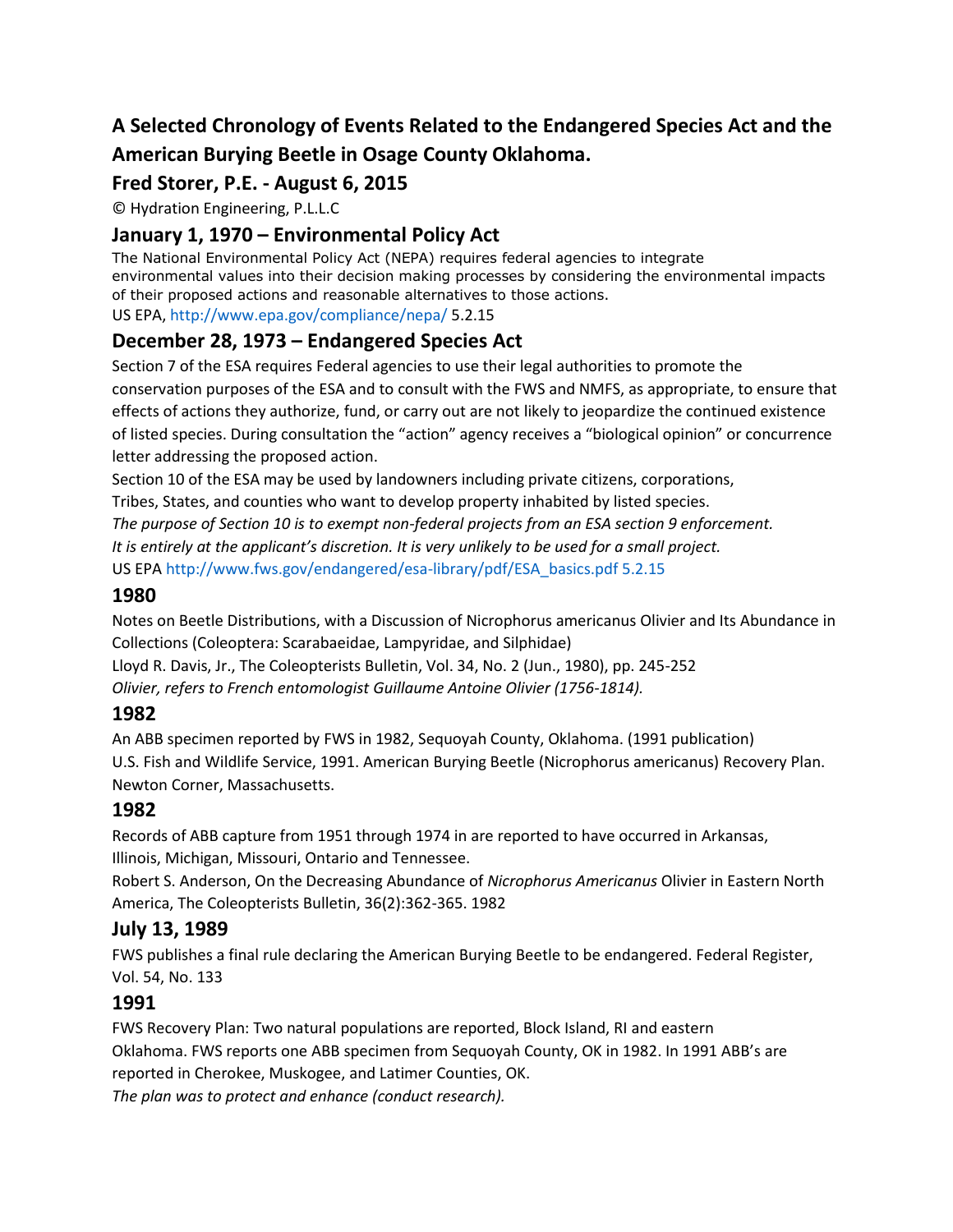# A Selected Chronology of Events Related to the Endangered Species Act and the American Burying Beetle in Osage County Oklahoma.

## Fred Storer, P.E. - August 6, 2015

© Hydration Engineering, P.L.L.C

## January 1, 1970 – Environmental Policy Act

The National Environmental Policy Act (NEPA) requires federal agencies to integrate environmental values into their decision making processes by considering the environmental impacts of their proposed actions and reasonable alternatives to those actions.
US EPA, http://www.epa.gov/compliance/nepa/ 5.2.15

## December 28, 1973 – Endangered Species Act

Section 7 of the ESA requires Federal agencies to use their legal authorities to promote the conservation purposes of the ESA and to consult with the FWS and NMFS, as appropriate, to ensure that effects of actions they authorize, fund, or carry out are not likely to jeopardize the continued existence of listed species. During consultation the "action" agency receives a "biological opinion" or concurrence letter addressing the proposed action.
Section 10 of the ESA may be used by landowners including private citizens, corporations, Tribes, States, and counties who want to develop property inhabited by listed species.
*The purpose of Section 10 is to exempt non-federal projects from an ESA section 9 enforcement. It is entirely at the applicant's discretion. It is very unlikely to be used for a small project.*
US EPA http://www.fws.gov/endangered/esa-library/pdf/ESA_basics.pdf 5.2.15

## 1980

Notes on Beetle Distributions, with a Discussion of Nicrophorus americanus Olivier and Its Abundance in Collections (Coleoptera: Scarabaeidae, Lampyridae, and Silphidae)
Lloyd R. Davis, Jr., The Coleopterists Bulletin, Vol. 34, No. 2 (Jun., 1980), pp. 245-252
*Olivier, refers to French entomologist Guillaume Antoine Olivier (1756-1814).*

## 1982

An ABB specimen reported by FWS in 1982, Sequoyah County, Oklahoma. (1991 publication)
U.S. Fish and Wildlife Service, 1991. American Burying Beetle (Nicrophorus americanus) Recovery Plan. Newton Corner, Massachusetts.

## 1982

Records of ABB capture from 1951 through 1974 in are reported to have occurred in Arkansas, Illinois, Michigan, Missouri, Ontario and Tennessee.
Robert S. Anderson, On the Decreasing Abundance of *Nicrophorus Americanus* Olivier in Eastern North America, The Coleopterists Bulletin, 36(2):362-365. 1982

## July 13, 1989

FWS publishes a final rule declaring the American Burying Beetle to be endangered. Federal Register, Vol. 54, No. 133

## 1991

FWS Recovery Plan: Two natural populations are reported, Block Island, RI and eastern Oklahoma. FWS reports one ABB specimen from Sequoyah County, OK in 1982. In 1991 ABB's are reported in Cherokee, Muskogee, and Latimer Counties, OK.
*The plan was to protect and enhance (conduct research).*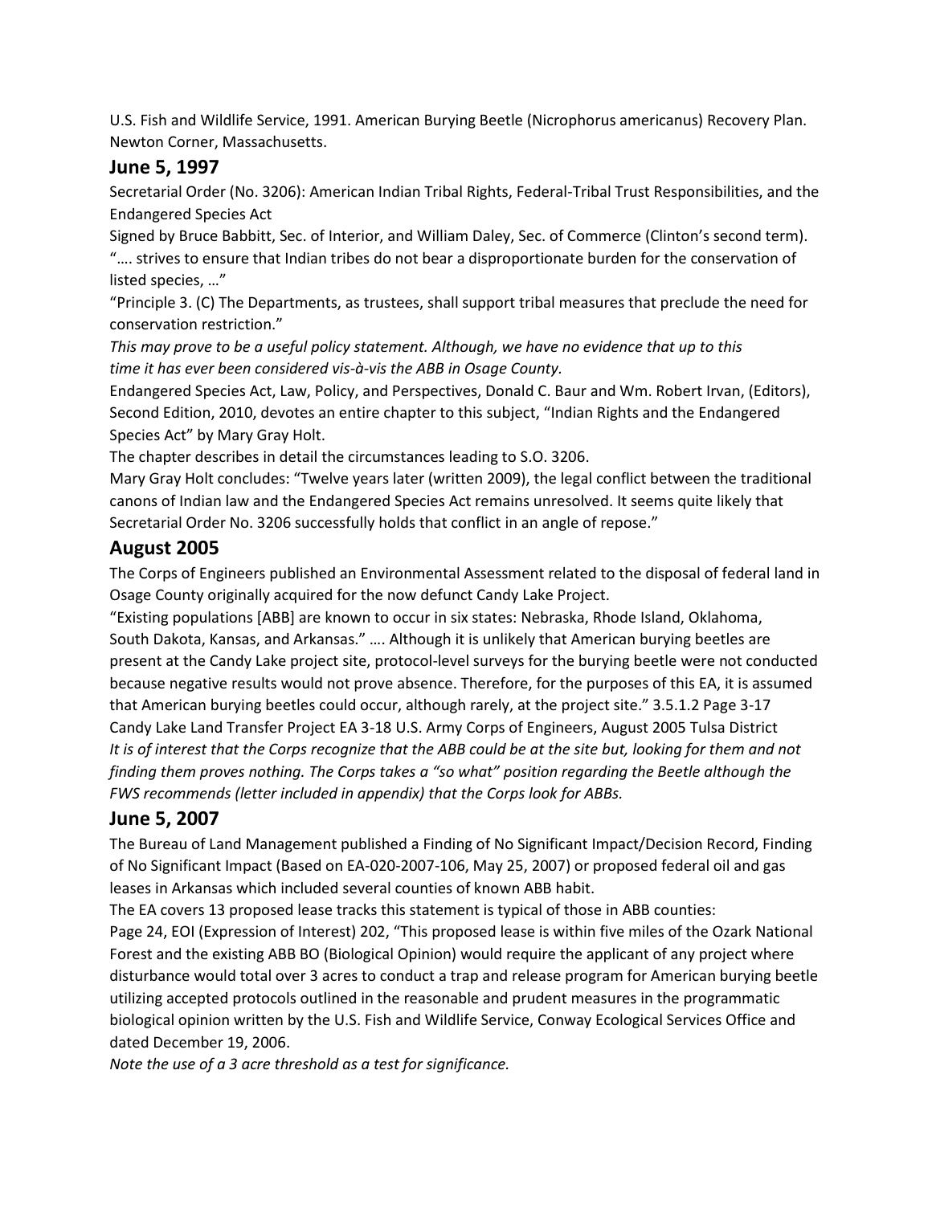U.S. Fish and Wildlife Service, 1991. American Burying Beetle (Nicrophorus americanus) Recovery Plan. Newton Corner, Massachusetts.

## June 5, 1997

Secretarial Order (No. 3206): American Indian Tribal Rights, Federal-Tribal Trust Responsibilities, and the Endangered Species Act

Signed by Bruce Babbitt, Sec. of Interior, and William Daley, Sec. of Commerce (Clinton's second term).

"…. strives to ensure that Indian tribes do not bear a disproportionate burden for the conservation of listed species, …"

"Principle 3. (C) The Departments, as trustees, shall support tribal measures that preclude the need for conservation restriction."

*This may prove to be a useful policy statement. Although, we have no evidence that up to this time it has ever been considered vis-à-vis the ABB in Osage County.*

Endangered Species Act, Law, Policy, and Perspectives, Donald C. Baur and Wm. Robert Irvan, (Editors), Second Edition, 2010, devotes an entire chapter to this subject, "Indian Rights and the Endangered Species Act" by Mary Gray Holt.

The chapter describes in detail the circumstances leading to S.O. 3206.

Mary Gray Holt concludes: "Twelve years later (written 2009), the legal conflict between the traditional canons of Indian law and the Endangered Species Act remains unresolved. It seems quite likely that Secretarial Order No. 3206 successfully holds that conflict in an angle of repose."

## August 2005

The Corps of Engineers published an Environmental Assessment related to the disposal of federal land in Osage County originally acquired for the now defunct Candy Lake Project.

"Existing populations [ABB] are known to occur in six states: Nebraska, Rhode Island, Oklahoma, South Dakota, Kansas, and Arkansas." …. Although it is unlikely that American burying beetles are present at the Candy Lake project site, protocol-level surveys for the burying beetle were not conducted because negative results would not prove absence. Therefore, for the purposes of this EA, it is assumed that American burying beetles could occur, although rarely, at the project site." 3.5.1.2 Page 3-17 Candy Lake Land Transfer Project EA 3-18 U.S. Army Corps of Engineers, August 2005 Tulsa District

*It is of interest that the Corps recognize that the ABB could be at the site but, looking for them and not finding them proves nothing. The Corps takes a "so what" position regarding the Beetle although the FWS recommends (letter included in appendix) that the Corps look for ABBs.*

## June 5, 2007

The Bureau of Land Management published a Finding of No Significant Impact/Decision Record, Finding of No Significant Impact (Based on EA-020-2007-106, May 25, 2007) or proposed federal oil and gas leases in Arkansas which included several counties of known ABB habit.

The EA covers 13 proposed lease tracts this statement is typical of those in ABB counties:

Page 24, EOI (Expression of Interest) 202, "This proposed lease is within five miles of the Ozark National Forest and the existing ABB BO (Biological Opinion) would require the applicant of any project where disturbance would total over 3 acres to conduct a trap and release program for American burying beetle utilizing accepted protocols outlined in the reasonable and prudent measures in the programmatic biological opinion written by the U.S. Fish and Wildlife Service, Conway Ecological Services Office and dated December 19, 2006.

*Note the use of a 3 acre threshold as a test for significance.*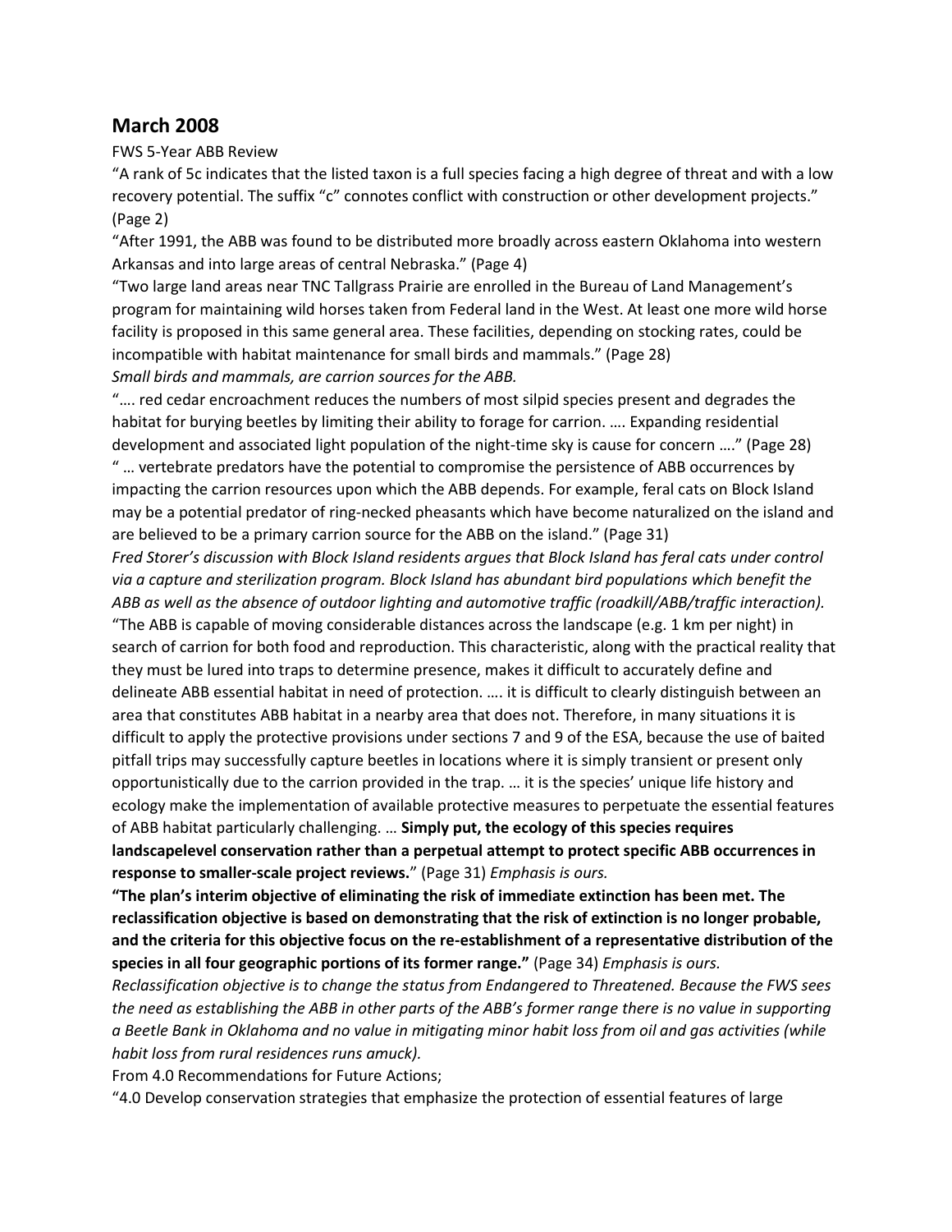## March 2008

FWS 5-Year ABB Review

"A rank of 5c indicates that the listed taxon is a full species facing a high degree of threat and with a low recovery potential. The suffix "c" connotes conflict with construction or other development projects." (Page 2)

"After 1991, the ABB was found to be distributed more broadly across eastern Oklahoma into western Arkansas and into large areas of central Nebraska." (Page 4)

"Two large land areas near TNC Tallgrass Prairie are enrolled in the Bureau of Land Management's program for maintaining wild horses taken from Federal land in the West. At least one more wild horse facility is proposed in this same general area. These facilities, depending on stocking rates, could be incompatible with habitat maintenance for small birds and mammals." (Page 28)

*Small birds and mammals, are carrion sources for the ABB.*

"…. red cedar encroachment reduces the numbers of most silpid species present and degrades the habitat for burying beetles by limiting their ability to forage for carrion. …. Expanding residential development and associated light population of the night-time sky is cause for concern …." (Page 28)

" … vertebrate predators have the potential to compromise the persistence of ABB occurrences by impacting the carrion resources upon which the ABB depends. For example, feral cats on Block Island may be a potential predator of ring-necked pheasants which have become naturalized on the island and are believed to be a primary carrion source for the ABB on the island." (Page 31)

*Fred Storer's discussion with Block Island residents argues that Block Island has feral cats under control via a capture and sterilization program. Block Island has abundant bird populations which benefit the ABB as well as the absence of outdoor lighting and automotive traffic (roadkill/ABB/traffic interaction).*

"The ABB is capable of moving considerable distances across the landscape (e.g. 1 km per night) in search of carrion for both food and reproduction. This characteristic, along with the practical reality that they must be lured into traps to determine presence, makes it difficult to accurately define and delineate ABB essential habitat in need of protection. …. it is difficult to clearly distinguish between an area that constitutes ABB habitat in a nearby area that does not. Therefore, in many situations it is difficult to apply the protective provisions under sections 7 and 9 of the ESA, because the use of baited pitfall trips may successfully capture beetles in locations where it is simply transient or present only opportunistically due to the carrion provided in the trap. … it is the species' unique life history and ecology make the implementation of available protective measures to perpetuate the essential features of ABB habitat particularly challenging. … **Simply put, the ecology of this species requires landscapelevel conservation rather than a perpetual attempt to protect specific ABB occurrences in response to smaller-scale project reviews.**" (Page 31) *Emphasis is ours.*

**"The plan's interim objective of eliminating the risk of immediate extinction has been met. The reclassification objective is based on demonstrating that the risk of extinction is no longer probable, and the criteria for this objective focus on the re-establishment of a representative distribution of the species in all four geographic portions of its former range."** (Page 34) *Emphasis is ours.*

*Reclassification objective is to change the status from Endangered to Threatened. Because the FWS sees the need as establishing the ABB in other parts of the ABB's former range there is no value in supporting a Beetle Bank in Oklahoma and no value in mitigating minor habit loss from oil and gas activities (while habit loss from rural residences runs amuck).*

From 4.0 Recommendations for Future Actions;

"4.0 Develop conservation strategies that emphasize the protection of essential features of large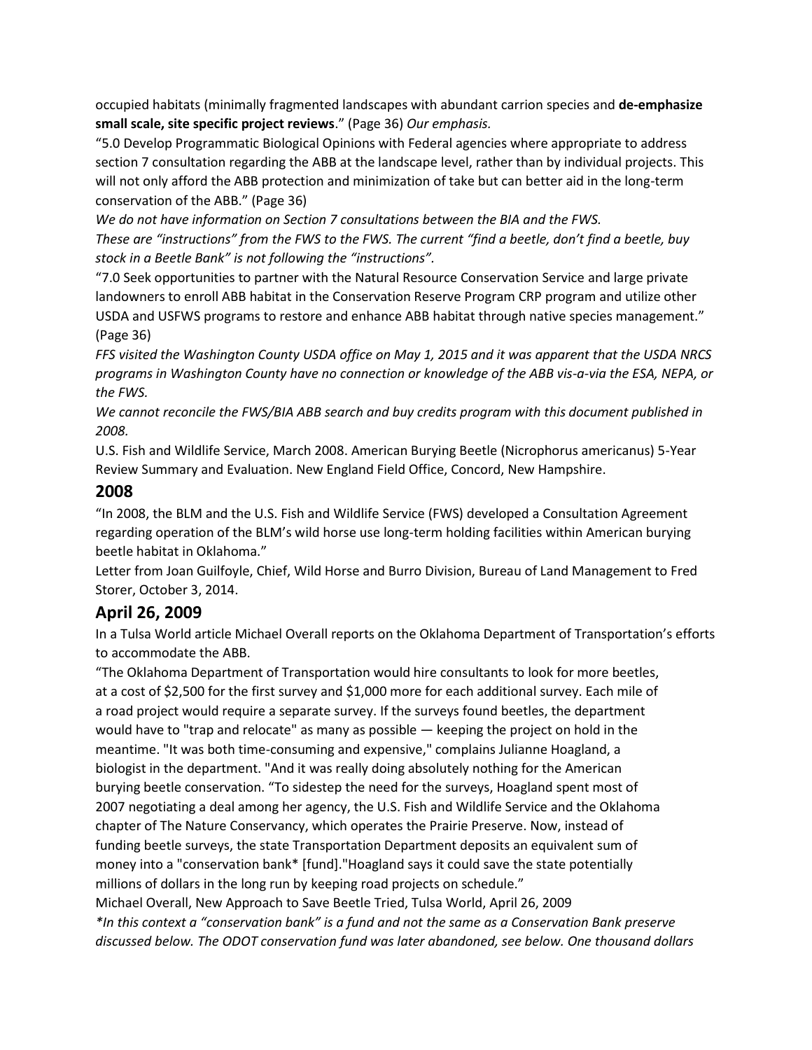occupied habitats (minimally fragmented landscapes with abundant carrion species and **de-emphasize small scale, site specific project reviews**." (Page 36) *Our emphasis.*

"5.0 Develop Programmatic Biological Opinions with Federal agencies where appropriate to address section 7 consultation regarding the ABB at the landscape level, rather than by individual projects. This will not only afford the ABB protection and minimization of take but can better aid in the long-term conservation of the ABB." (Page 36)

*We do not have information on Section 7 consultations between the BIA and the FWS.*

*These are "instructions" from the FWS to the FWS. The current "find a beetle, don't find a beetle, buy stock in a Beetle Bank" is not following the "instructions".*

"7.0 Seek opportunities to partner with the Natural Resource Conservation Service and large private landowners to enroll ABB habitat in the Conservation Reserve Program CRP program and utilize other USDA and USFWS programs to restore and enhance ABB habitat through native species management." (Page 36)

*FFS visited the Washington County USDA office on May 1, 2015 and it was apparent that the USDA NRCS programs in Washington County have no connection or knowledge of the ABB vis-a-via the ESA, NEPA, or the FWS.*

*We cannot reconcile the FWS/BIA ABB search and buy credits program with this document published in 2008.*

U.S. Fish and Wildlife Service, March 2008. American Burying Beetle (Nicrophorus americanus) 5-Year Review Summary and Evaluation. New England Field Office, Concord, New Hampshire.

## 2008

"In 2008, the BLM and the U.S. Fish and Wildlife Service (FWS) developed a Consultation Agreement regarding operation of the BLM's wild horse use long-term holding facilities within American burying beetle habitat in Oklahoma."

Letter from Joan Guilfoyle, Chief, Wild Horse and Burro Division, Bureau of Land Management to Fred Storer, October 3, 2014.

## April 26, 2009

In a Tulsa World article Michael Overall reports on the Oklahoma Department of Transportation's efforts to accommodate the ABB.

"The Oklahoma Department of Transportation would hire consultants to look for more beetles, at a cost of $2,500 for the first survey and $1,000 more for each additional survey. Each mile of a road project would require a separate survey. If the surveys found beetles, the department would have to "trap and relocate" as many as possible — keeping the project on hold in the meantime. "It was both time-consuming and expensive," complains Julianne Hoagland, a biologist in the department. "And it was really doing absolutely nothing for the American burying beetle conservation. "To sidestep the need for the surveys, Hoagland spent most of 2007 negotiating a deal among her agency, the U.S. Fish and Wildlife Service and the Oklahoma chapter of The Nature Conservancy, which operates the Prairie Preserve. Now, instead of funding beetle surveys, the state Transportation Department deposits an equivalent sum of money into a "conservation bank* [fund]."Hoagland says it could save the state potentially millions of dollars in the long run by keeping road projects on schedule."

Michael Overall, New Approach to Save Beetle Tried, Tulsa World, April 26, 2009

*\*In this context a "conservation bank" is a fund and not the same as a Conservation Bank preserve discussed below. The ODOT conservation fund was later abandoned, see below. One thousand dollars*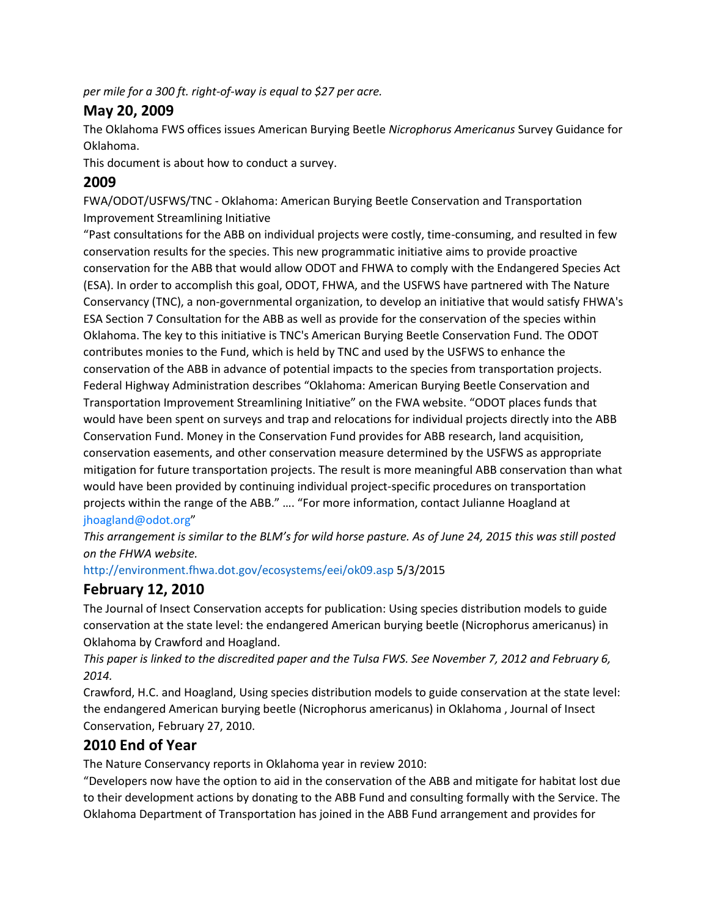*per mile for a 300 ft. right-of-way is equal to $27 per acre.*

## May 20, 2009

The Oklahoma FWS offices issues American Burying Beetle *Nicrophorus Americanus* Survey Guidance for Oklahoma.

This document is about how to conduct a survey.

## 2009

FWA/ODOT/USFWS/TNC - Oklahoma: American Burying Beetle Conservation and Transportation Improvement Streamlining Initiative

"Past consultations for the ABB on individual projects were costly, time-consuming, and resulted in few conservation results for the species. This new programmatic initiative aims to provide proactive conservation for the ABB that would allow ODOT and FHWA to comply with the Endangered Species Act (ESA). In order to accomplish this goal, ODOT, FHWA, and the USFWS have partnered with The Nature Conservancy (TNC), a non-governmental organization, to develop an initiative that would satisfy FHWA's ESA Section 7 Consultation for the ABB as well as provide for the conservation of the species within Oklahoma. The key to this initiative is TNC's American Burying Beetle Conservation Fund. The ODOT contributes monies to the Fund, which is held by TNC and used by the USFWS to enhance the conservation of the ABB in advance of potential impacts to the species from transportation projects. Federal Highway Administration describes "Oklahoma: American Burying Beetle Conservation and Transportation Improvement Streamlining Initiative" on the FWA website. "ODOT places funds that would have been spent on surveys and trap and relocations for individual projects directly into the ABB Conservation Fund. Money in the Conservation Fund provides for ABB research, land acquisition, conservation easements, and other conservation measure determined by the USFWS as appropriate mitigation for future transportation projects. The result is more meaningful ABB conservation than what would have been provided by continuing individual project-specific procedures on transportation projects within the range of the ABB." …. "For more information, contact Julianne Hoagland at jhoagland@odot.org"

*This arrangement is similar to the BLM's for wild horse pasture. As of June 24, 2015 this was still posted on the FHWA website.*

http://environment.fhwa.dot.gov/ecosystems/eei/ok09.asp 5/3/2015

## February 12, 2010

The Journal of Insect Conservation accepts for publication: Using species distribution models to guide conservation at the state level: the endangered American burying beetle (Nicrophorus americanus) in Oklahoma by Crawford and Hoagland.

*This paper is linked to the discredited paper and the Tulsa FWS. See November 7, 2012 and February 6, 2014.*

Crawford, H.C. and Hoagland, Using species distribution models to guide conservation at the state level: the endangered American burying beetle (Nicrophorus americanus) in Oklahoma , Journal of Insect Conservation, February 27, 2010.

## 2010 End of Year

The Nature Conservancy reports in Oklahoma year in review 2010:

"Developers now have the option to aid in the conservation of the ABB and mitigate for habitat lost due to their development actions by donating to the ABB Fund and consulting formally with the Service. The Oklahoma Department of Transportation has joined in the ABB Fund arrangement and provides for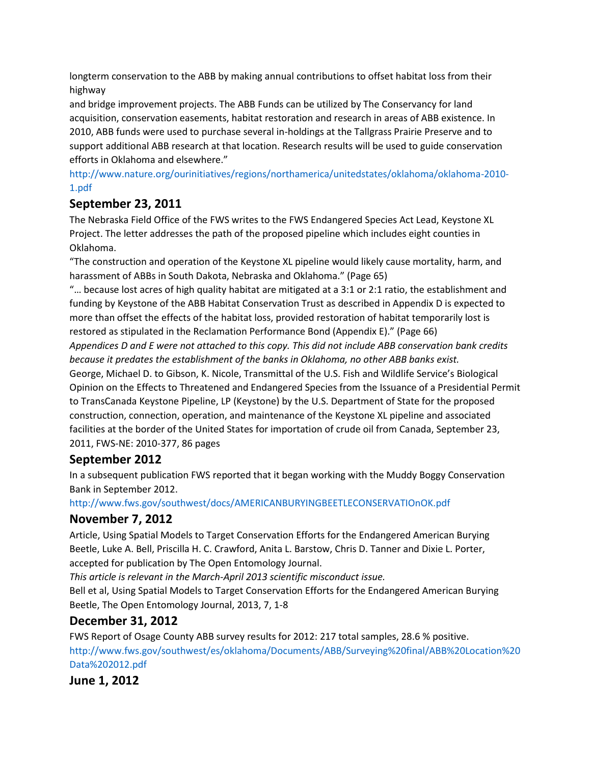longterm conservation to the ABB by making annual contributions to offset habitat loss from their highway
and bridge improvement projects. The ABB Funds can be utilized by The Conservancy for land acquisition, conservation easements, habitat restoration and research in areas of ABB existence. In 2010, ABB funds were used to purchase several in-holdings at the Tallgrass Prairie Preserve and to support additional ABB research at that location. Research results will be used to guide conservation efforts in Oklahoma and elsewhere."

http://www.nature.org/ourinitiatives/regions/northamerica/unitedstates/oklahoma/oklahoma-2010-1.pdf

## September 23, 2011

The Nebraska Field Office of the FWS writes to the FWS Endangered Species Act Lead, Keystone XL Project. The letter addresses the path of the proposed pipeline which includes eight counties in Oklahoma.

"The construction and operation of the Keystone XL pipeline would likely cause mortality, harm, and harassment of ABBs in South Dakota, Nebraska and Oklahoma." (Page 65)

"… because lost acres of high quality habitat are mitigated at a 3:1 or 2:1 ratio, the establishment and funding by Keystone of the ABB Habitat Conservation Trust as described in Appendix D is expected to more than offset the effects of the habitat loss, provided restoration of habitat temporarily lost is restored as stipulated in the Reclamation Performance Bond (Appendix E)." (Page 66)

*Appendices D and E were not attached to this copy. This did not include ABB conservation bank credits because it predates the establishment of the banks in Oklahoma, no other ABB banks exist.*

George, Michael D. to Gibson, K. Nicole, Transmittal of the U.S. Fish and Wildlife Service's Biological Opinion on the Effects to Threatened and Endangered Species from the Issuance of a Presidential Permit to TransCanada Keystone Pipeline, LP (Keystone) by the U.S. Department of State for the proposed construction, connection, operation, and maintenance of the Keystone XL pipeline and associated facilities at the border of the United States for importation of crude oil from Canada, September 23, 2011, FWS-NE: 2010-377, 86 pages

## September 2012

In a subsequent publication FWS reported that it began working with the Muddy Boggy Conservation Bank in September 2012.

http://www.fws.gov/southwest/docs/AMERICANBURYINGBEETLECONSERVATIOnOK.pdf

## November 7, 2012

Article, Using Spatial Models to Target Conservation Efforts for the Endangered American Burying Beetle, Luke A. Bell, Priscilla H. C. Crawford, Anita L. Barstow, Chris D. Tanner and Dixie L. Porter, accepted for publication by The Open Entomology Journal.

*This article is relevant in the March-April 2013 scientific misconduct issue.*

Bell et al, Using Spatial Models to Target Conservation Efforts for the Endangered American Burying Beetle, The Open Entomology Journal, 2013, 7, 1-8

## December 31, 2012

FWS Report of Osage County ABB survey results for 2012: 217 total samples, 28.6 % positive.

http://www.fws.gov/southwest/es/oklahoma/Documents/ABB/Surveying%20final/ABB%20Location%20Data%202012.pdf

## June 1, 2012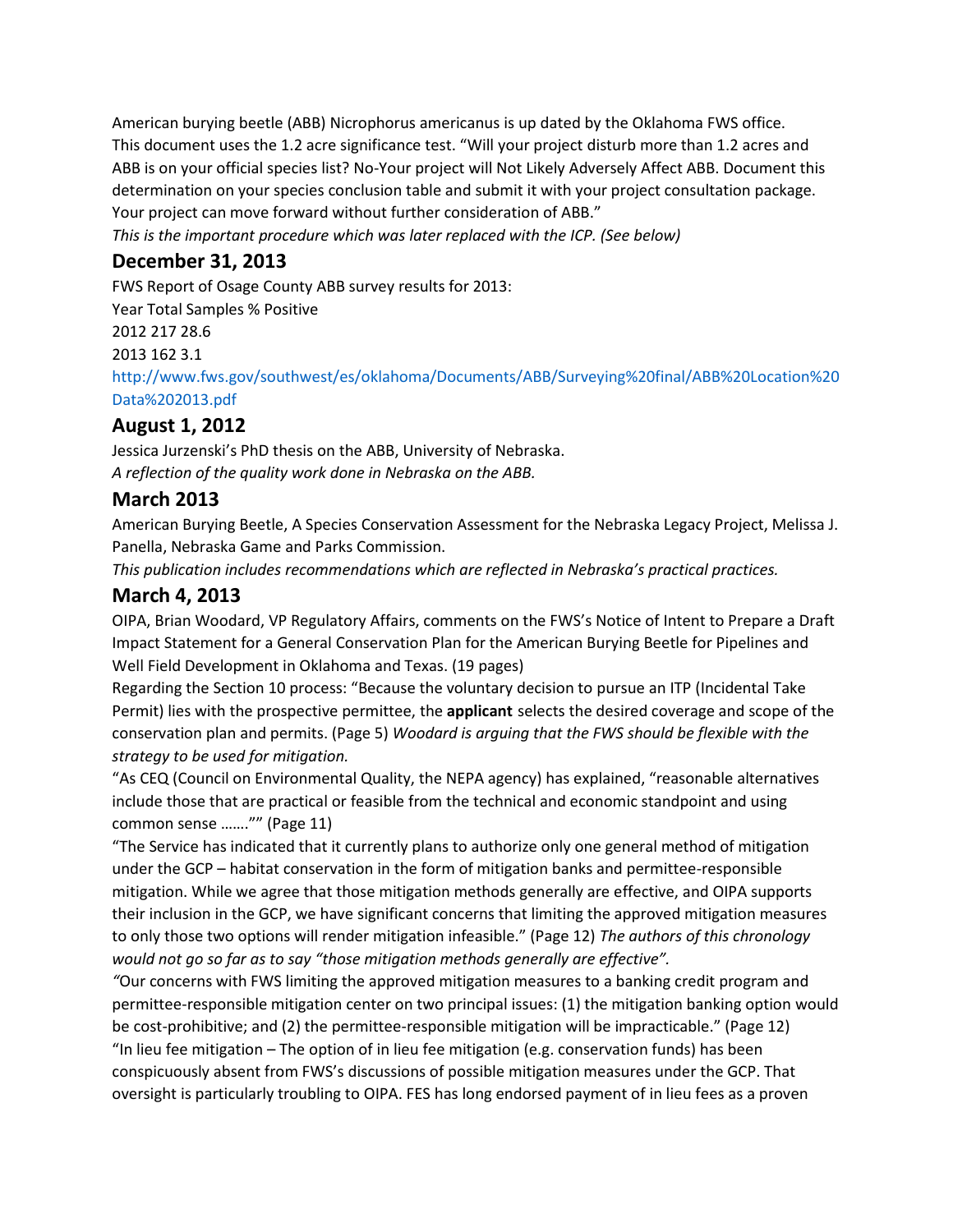American burying beetle (ABB) Nicrophorus americanus is up dated by the Oklahoma FWS office. This document uses the 1.2 acre significance test. "Will your project disturb more than 1.2 acres and ABB is on your official species list? No-Your project will Not Likely Adversely Affect ABB. Document this determination on your species conclusion table and submit it with your project consultation package. Your project can move forward without further consideration of ABB."

*This is the important procedure which was later replaced with the ICP. (See below)*

## December 31, 2013

FWS Report of Osage County ABB survey results for 2013:

| Year | Total Samples | % Positive |
|---|---|---|
| 2012 | 217 | 28.6 |
| 2013 | 162 | 3.1 |

http://www.fws.gov/southwest/es/oklahoma/Documents/ABB/Surveying%20final/ABB%20Location%20Data%202013.pdf

## August 1, 2012

Jessica Jurzenski's PhD thesis on the ABB, University of Nebraska.

*A reflection of the quality work done in Nebraska on the ABB.*

## March 2013

American Burying Beetle, A Species Conservation Assessment for the Nebraska Legacy Project, Melissa J. Panella, Nebraska Game and Parks Commission.

*This publication includes recommendations which are reflected in Nebraska's practical practices.*

## March 4, 2013

OIPA, Brian Woodard, VP Regulatory Affairs, comments on the FWS's Notice of Intent to Prepare a Draft Impact Statement for a General Conservation Plan for the American Burying Beetle for Pipelines and Well Field Development in Oklahoma and Texas. (19 pages)

Regarding the Section 10 process: "Because the voluntary decision to pursue an ITP (Incidental Take Permit) lies with the prospective permittee, the **applicant** selects the desired coverage and scope of the conservation plan and permits. (Page 5) *Woodard is arguing that the FWS should be flexible with the strategy to be used for mitigation.*

"As CEQ (Council on Environmental Quality, the NEPA agency) has explained, "reasonable alternatives include those that are practical or feasible from the technical and economic standpoint and using common sense ……."" (Page 11)

"The Service has indicated that it currently plans to authorize only one general method of mitigation under the GCP – habitat conservation in the form of mitigation banks and permittee-responsible mitigation. While we agree that those mitigation methods generally are effective, and OIPA supports their inclusion in the GCP, we have significant concerns that limiting the approved mitigation measures to only those two options will render mitigation infeasible." (Page 12) *The authors of this chronology would not go so far as to say "those mitigation methods generally are effective".*

*"*Our concerns with FWS limiting the approved mitigation measures to a banking credit program and permittee-responsible mitigation center on two principal issues: (1) the mitigation banking option would be cost-prohibitive; and (2) the permittee-responsible mitigation will be impracticable." (Page 12)

"In lieu fee mitigation – The option of in lieu fee mitigation (e.g. conservation funds) has been conspicuously absent from FWS's discussions of possible mitigation measures under the GCP. That oversight is particularly troubling to OIPA. FES has long endorsed payment of in lieu fees as a proven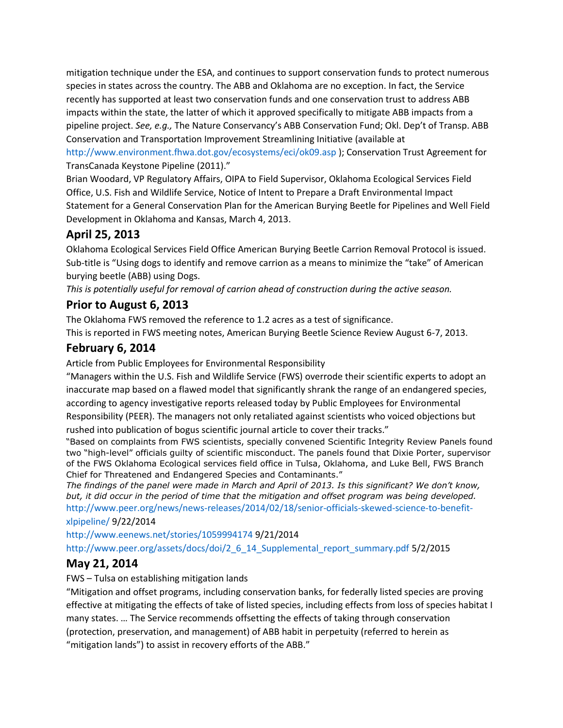mitigation technique under the ESA, and continues to support conservation funds to protect numerous species in states across the country. The ABB and Oklahoma are no exception. In fact, the Service recently has supported at least two conservation funds and one conservation trust to address ABB impacts within the state, the latter of which it approved specifically to mitigate ABB impacts from a pipeline project. *See, e.g.,* The Nature Conservancy's ABB Conservation Fund; Okl. Dep't of Transp. ABB Conservation and Transportation Improvement Streamlining Initiative (available at http://www.environment.fhwa.dot.gov/ecosystems/eci/ok09.asp ); Conservation Trust Agreement for TransCanada Keystone Pipeline (2011)."

Brian Woodard, VP Regulatory Affairs, OIPA to Field Supervisor, Oklahoma Ecological Services Field Office, U.S. Fish and Wildlife Service, Notice of Intent to Prepare a Draft Environmental Impact Statement for a General Conservation Plan for the American Burying Beetle for Pipelines and Well Field Development in Oklahoma and Kansas, March 4, 2013.

## April 25, 2013

Oklahoma Ecological Services Field Office American Burying Beetle Carrion Removal Protocol is issued. Sub-title is "Using dogs to identify and remove carrion as a means to minimize the "take" of American burying beetle (ABB) using Dogs.

*This is potentially useful for removal of carrion ahead of construction during the active season.*

## Prior to August 6, 2013

The Oklahoma FWS removed the reference to 1.2 acres as a test of significance.

This is reported in FWS meeting notes, American Burying Beetle Science Review August 6-7, 2013.

## February 6, 2014

Article from Public Employees for Environmental Responsibility

"Managers within the U.S. Fish and Wildlife Service (FWS) override their scientific experts to adopt an inaccurate map based on a flawed model that significantly shrank the range of an endangered species, according to agency investigative reports released today by Public Employees for Environmental Responsibility (PEER). The managers not only retaliated against scientists who voiced objections but rushed into publication of bogus scientific journal article to cover their tracks."

"Based on complaints from FWS scientists, specially convened Scientific Integrity Review Panels found two "high-level" officials guilty of scientific misconduct. The panels found that Dixie Porter, supervisor of the FWS Oklahoma Ecological services field office in Tulsa, Oklahoma, and Luke Bell, FWS Branch Chief for Threatened and Endangered Species and Contaminants."

*The findings of the panel were made in March and April of 2013. Is this significant? We don't know, but, it did occur in the period of time that the mitigation and offset program was being developed.*

http://www.peer.org/news/news-releases/2014/02/18/senior-officials-skewed-science-to-benefit-xlpipeline/ 9/22/2014

http://www.eenews.net/stories/1059994174 9/21/2014

http://www.peer.org/assets/docs/doi/2_6_14_Supplemental_report_summary.pdf 5/2/2015

## May 21, 2014

FWS – Tulsa on establishing mitigation lands

"Mitigation and offset programs, including conservation banks, for federally listed species are proving effective at mitigating the effects of take of listed species, including effects from loss of species habitat I many states. … The Service recommends offsetting the effects of taking through conservation (protection, preservation, and management) of ABB habit in perpetuity (referred to herein as "mitigation lands") to assist in recovery efforts of the ABB."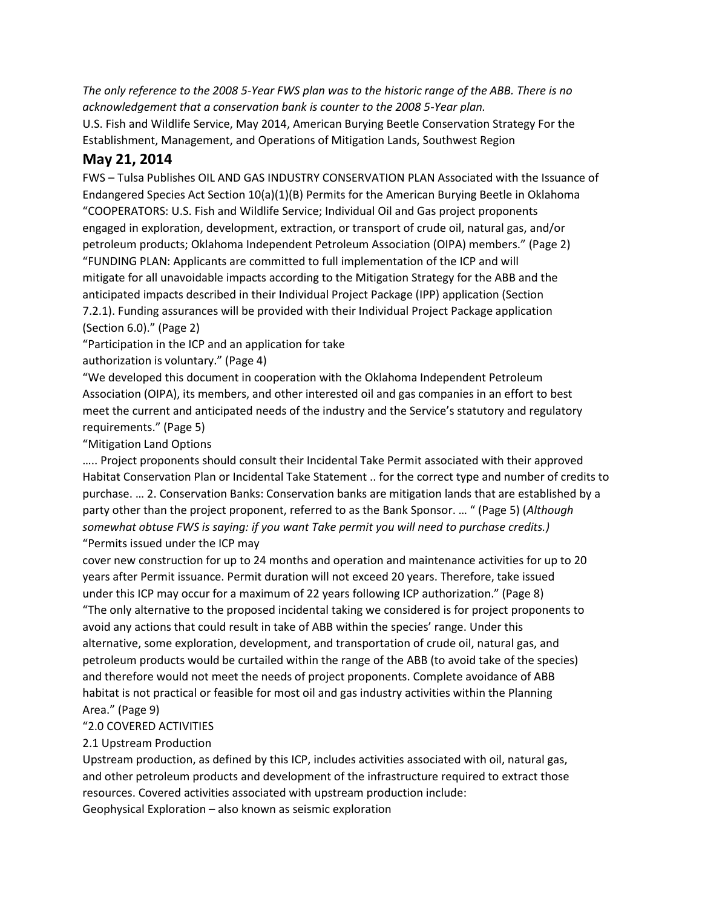*The only reference to the 2008 5-Year FWS plan was to the historic range of the ABB. There is no acknowledgement that a conservation bank is counter to the 2008 5-Year plan.*

U.S. Fish and Wildlife Service, May 2014, American Burying Beetle Conservation Strategy For the Establishment, Management, and Operations of Mitigation Lands, Southwest Region

## May 21, 2014

FWS – Tulsa Publishes OIL AND GAS INDUSTRY CONSERVATION PLAN Associated with the Issuance of Endangered Species Act Section 10(a)(1)(B) Permits for the American Burying Beetle in Oklahoma

"COOPERATORS: U.S. Fish and Wildlife Service; Individual Oil and Gas project proponents engaged in exploration, development, extraction, or transport of crude oil, natural gas, and/or petroleum products; Oklahoma Independent Petroleum Association (OIPA) members." (Page 2)

"FUNDING PLAN: Applicants are committed to full implementation of the ICP and will mitigate for all unavoidable impacts according to the Mitigation Strategy for the ABB and the anticipated impacts described in their Individual Project Package (IPP) application (Section 7.2.1). Funding assurances will be provided with their Individual Project Package application (Section 6.0)." (Page 2)

"Participation in the ICP and an application for take authorization is voluntary." (Page 4)

"We developed this document in cooperation with the Oklahoma Independent Petroleum Association (OIPA), its members, and other interested oil and gas companies in an effort to best meet the current and anticipated needs of the industry and the Service's statutory and regulatory requirements." (Page 5)

"Mitigation Land Options

….. Project proponents should consult their Incidental Take Permit associated with their approved Habitat Conservation Plan or Incidental Take Statement .. for the correct type and number of credits to purchase. … 2. Conservation Banks: Conservation banks are mitigation lands that are established by a party other than the project proponent, referred to as the Bank Sponsor. … " (Page 5) (*Although somewhat obtuse FWS is saying: if you want Take permit you will need to purchase credits.)*

"Permits issued under the ICP may cover new construction for up to 24 months and operation and maintenance activities for up to 20 years after Permit issuance. Permit duration will not exceed 20 years. Therefore, take issued under this ICP may occur for a maximum of 22 years following ICP authorization." (Page 8)

"The only alternative to the proposed incidental taking we considered is for project proponents to avoid any actions that could result in take of ABB within the species' range. Under this alternative, some exploration, development, and transportation of crude oil, natural gas, and petroleum products would be curtailed within the range of the ABB (to avoid take of the species) and therefore would not meet the needs of project proponents. Complete avoidance of ABB habitat is not practical or feasible for most oil and gas industry activities within the Planning Area." (Page 9)

"2.0 COVERED ACTIVITIES

2.1 Upstream Production

Upstream production, as defined by this ICP, includes activities associated with oil, natural gas, and other petroleum products and development of the infrastructure required to extract those resources. Covered activities associated with upstream production include:

Geophysical Exploration – also known as seismic exploration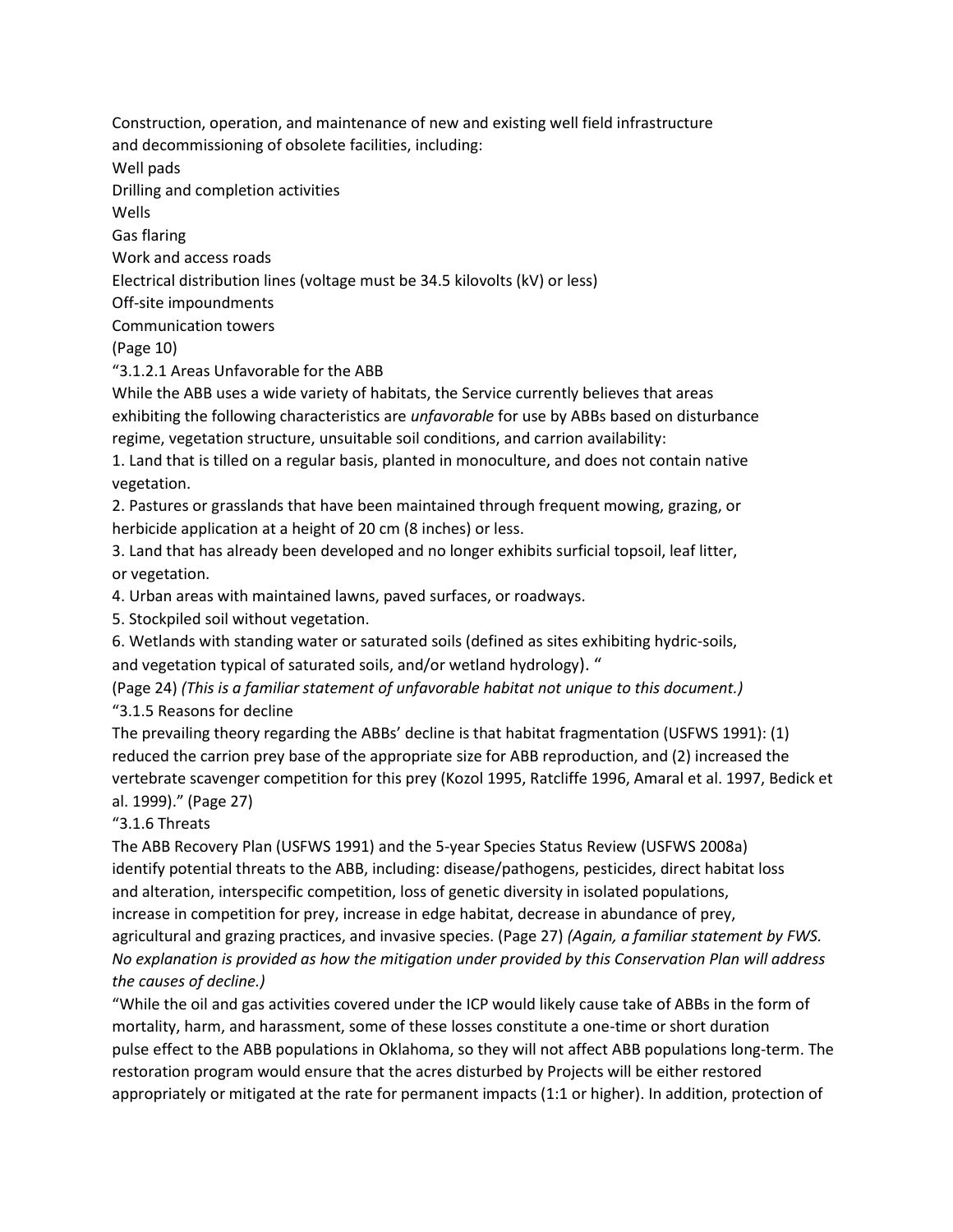Construction, operation, and maintenance of new and existing well field infrastructure and decommissioning of obsolete facilities, including:

Well pads

Drilling and completion activities

Wells

Gas flaring

Work and access roads

Electrical distribution lines (voltage must be 34.5 kilovolts (kV) or less)

Off-site impoundments

Communication towers

(Page 10)

"3.1.2.1 Areas Unfavorable for the ABB

While the ABB uses a wide variety of habitats, the Service currently believes that areas exhibiting the following characteristics are *unfavorable* for use by ABBs based on disturbance regime, vegetation structure, unsuitable soil conditions, and carrion availability:

1. Land that is tilled on a regular basis, planted in monoculture, and does not contain native vegetation.
2. Pastures or grasslands that have been maintained through frequent mowing, grazing, or herbicide application at a height of 20 cm (8 inches) or less.
3. Land that has already been developed and no longer exhibits surficial topsoil, leaf litter, or vegetation.
4. Urban areas with maintained lawns, paved surfaces, or roadways.
5. Stockpiled soil without vegetation.
6. Wetlands with standing water or saturated soils (defined as sites exhibiting hydric-soils, and vegetation typical of saturated soils, and/or wetland hydrology). "

(Page 24) *(This is a familiar statement of unfavorable habitat not unique to this document.)*

"3.1.5 Reasons for decline

The prevailing theory regarding the ABBs' decline is that habitat fragmentation (USFWS 1991): (1) reduced the carrion prey base of the appropriate size for ABB reproduction, and (2) increased the vertebrate scavenger competition for this prey (Kozol 1995, Ratcliffe 1996, Amaral et al. 1997, Bedick et al. 1999)." (Page 27)

"3.1.6 Threats

The ABB Recovery Plan (USFWS 1991) and the 5-year Species Status Review (USFWS 2008a) identify potential threats to the ABB, including: disease/pathogens, pesticides, direct habitat loss and alteration, interspecific competition, loss of genetic diversity in isolated populations, increase in competition for prey, increase in edge habitat, decrease in abundance of prey, agricultural and grazing practices, and invasive species. (Page 27) *(Again, a familiar statement by FWS. No explanation is provided as how the mitigation under provided by this Conservation Plan will address the causes of decline.)*

"While the oil and gas activities covered under the ICP would likely cause take of ABBs in the form of mortality, harm, and harassment, some of these losses constitute a one-time or short duration pulse effect to the ABB populations in Oklahoma, so they will not affect ABB populations long-term. The restoration program would ensure that the acres disturbed by Projects will be either restored appropriately or mitigated at the rate for permanent impacts (1:1 or higher). In addition, protection of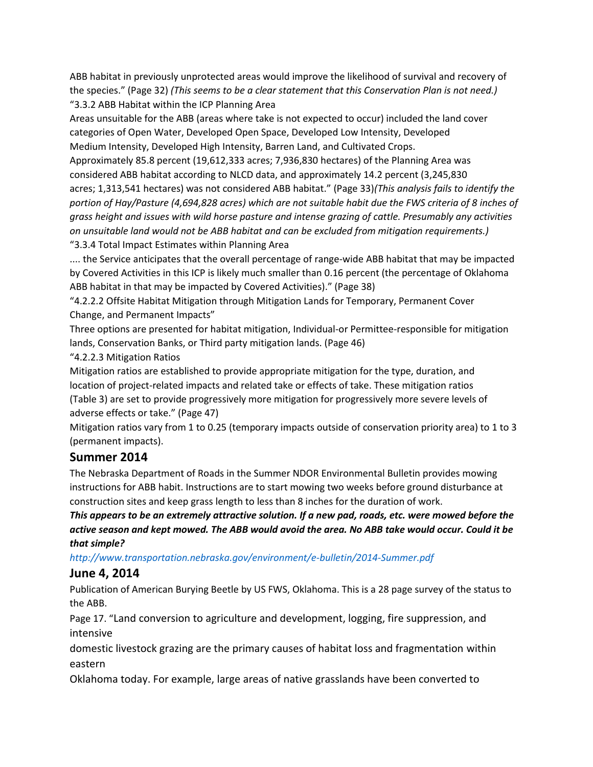ABB habitat in previously unprotected areas would improve the likelihood of survival and recovery of the species." (Page 32) *(This seems to be a clear statement that this Conservation Plan is not need.)*

"3.3.2 ABB Habitat within the ICP Planning Area

Areas unsuitable for the ABB (areas where take is not expected to occur) included the land cover categories of Open Water, Developed Open Space, Developed Low Intensity, Developed Medium Intensity, Developed High Intensity, Barren Land, and Cultivated Crops.

Approximately 85.8 percent (19,612,333 acres; 7,936,830 hectares) of the Planning Area was considered ABB habitat according to NLCD data, and approximately 14.2 percent (3,245,830 acres; 1,313,541 hectares) was not considered ABB habitat." (Page 33)*(This analysis fails to identify the portion of Hay/Pasture (4,694,828 acres) which are not suitable habit due the FWS criteria of 8 inches of grass height and issues with wild horse pasture and intense grazing of cattle. Presumably any activities on unsuitable land would not be ABB habitat and can be excluded from mitigation requirements.)*

"3.3.4 Total Impact Estimates within Planning Area

.... the Service anticipates that the overall percentage of range-wide ABB habitat that may be impacted by Covered Activities in this ICP is likely much smaller than 0.16 percent (the percentage of Oklahoma ABB habitat in that may be impacted by Covered Activities)." (Page 38)

"4.2.2.2 Offsite Habitat Mitigation through Mitigation Lands for Temporary, Permanent Cover Change, and Permanent Impacts"

Three options are presented for habitat mitigation, Individual-or Permittee-responsible for mitigation lands, Conservation Banks, or Third party mitigation lands. (Page 46)

"4.2.2.3 Mitigation Ratios

Mitigation ratios are established to provide appropriate mitigation for the type, duration, and location of project-related impacts and related take or effects of take. These mitigation ratios (Table 3) are set to provide progressively more mitigation for progressively more severe levels of adverse effects or take." (Page 47)

Mitigation ratios vary from 1 to 0.25 (temporary impacts outside of conservation priority area) to 1 to 3 (permanent impacts).

## Summer 2014

The Nebraska Department of Roads in the Summer NDOR Environmental Bulletin provides mowing instructions for ABB habit. Instructions are to start mowing two weeks before ground disturbance at construction sites and keep grass length to less than 8 inches for the duration of work.

***This appears to be an extremely attractive solution. If a new pad, roads, etc. were mowed before the active season and kept mowed. The ABB would avoid the area. No ABB take would occur. Could it be that simple?***

*http://www.transportation.nebraska.gov/environment/e-bulletin/2014-Summer.pdf*

## June 4, 2014

Publication of American Burying Beetle by US FWS, Oklahoma. This is a 28 page survey of the status to the ABB.

Page 17. "Land conversion to agriculture and development, logging, fire suppression, and intensive domestic livestock grazing are the primary causes of habitat loss and fragmentation within eastern Oklahoma today. For example, large areas of native grasslands have been converted to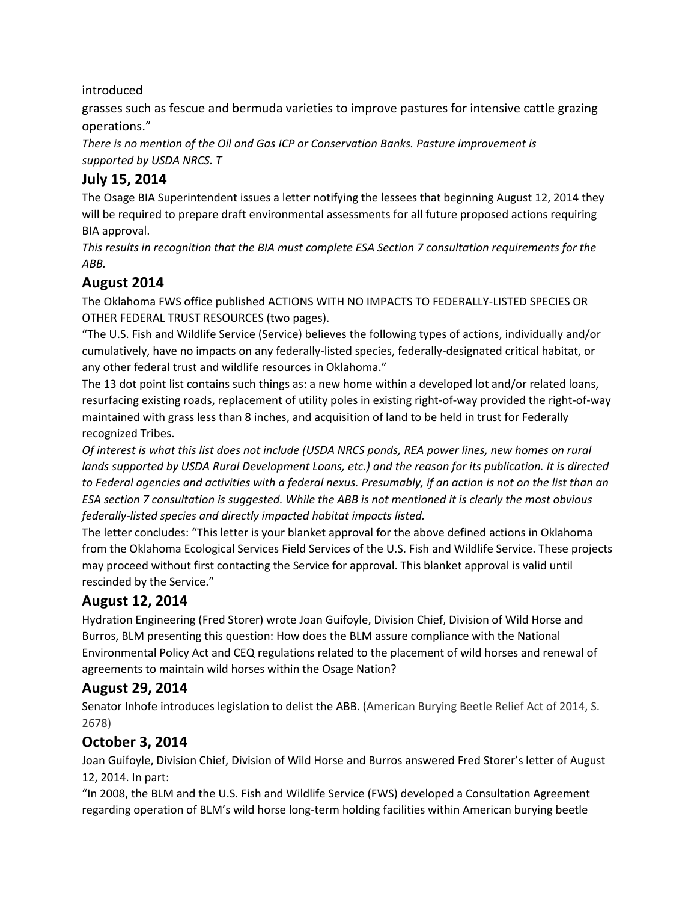introduced

grasses such as fescue and bermuda varieties to improve pastures for intensive cattle grazing operations."

*There is no mention of the Oil and Gas ICP or Conservation Banks. Pasture improvement is supported by USDA NRCS. T*

## July 15, 2014

The Osage BIA Superintendent issues a letter notifying the lessees that beginning August 12, 2014 they will be required to prepare draft environmental assessments for all future proposed actions requiring BIA approval.

*This results in recognition that the BIA must complete ESA Section 7 consultation requirements for the ABB.*

## August 2014

The Oklahoma FWS office published ACTIONS WITH NO IMPACTS TO FEDERALLY-LISTED SPECIES OR OTHER FEDERAL TRUST RESOURCES (two pages).

"The U.S. Fish and Wildlife Service (Service) believes the following types of actions, individually and/or cumulatively, have no impacts on any federally-listed species, federally-designated critical habitat, or any other federal trust and wildlife resources in Oklahoma."

The 13 dot point list contains such things as: a new home within a developed lot and/or related loans, resurfacing existing roads, replacement of utility poles in existing right-of-way provided the right-of-way maintained with grass less than 8 inches, and acquisition of land to be held in trust for Federally recognized Tribes.

*Of interest is what this list does not include (USDA NRCS ponds, REA power lines, new homes on rural lands supported by USDA Rural Development Loans, etc.) and the reason for its publication. It is directed to Federal agencies and activities with a federal nexus. Presumably, if an action is not on the list than an ESA section 7 consultation is suggested. While the ABB is not mentioned it is clearly the most obvious federally-listed species and directly impacted habitat impacts listed.*

The letter concludes: "This letter is your blanket approval for the above defined actions in Oklahoma from the Oklahoma Ecological Services Field Services of the U.S. Fish and Wildlife Service. These projects may proceed without first contacting the Service for approval. This blanket approval is valid until rescinded by the Service."

## August 12, 2014

Hydration Engineering (Fred Storer) wrote Joan Guifoyle, Division Chief, Division of Wild Horse and Burros, BLM presenting this question: How does the BLM assure compliance with the National Environmental Policy Act and CEQ regulations related to the placement of wild horses and renewal of agreements to maintain wild horses within the Osage Nation?

## August 29, 2014

Senator Inhofe introduces legislation to delist the ABB. (American Burying Beetle Relief Act of 2014, S. 2678)

## October 3, 2014

Joan Guifoyle, Division Chief, Division of Wild Horse and Burros answered Fred Storer's letter of August 12, 2014. In part:

"In 2008, the BLM and the U.S. Fish and Wildlife Service (FWS) developed a Consultation Agreement regarding operation of BLM's wild horse long-term holding facilities within American burying beetle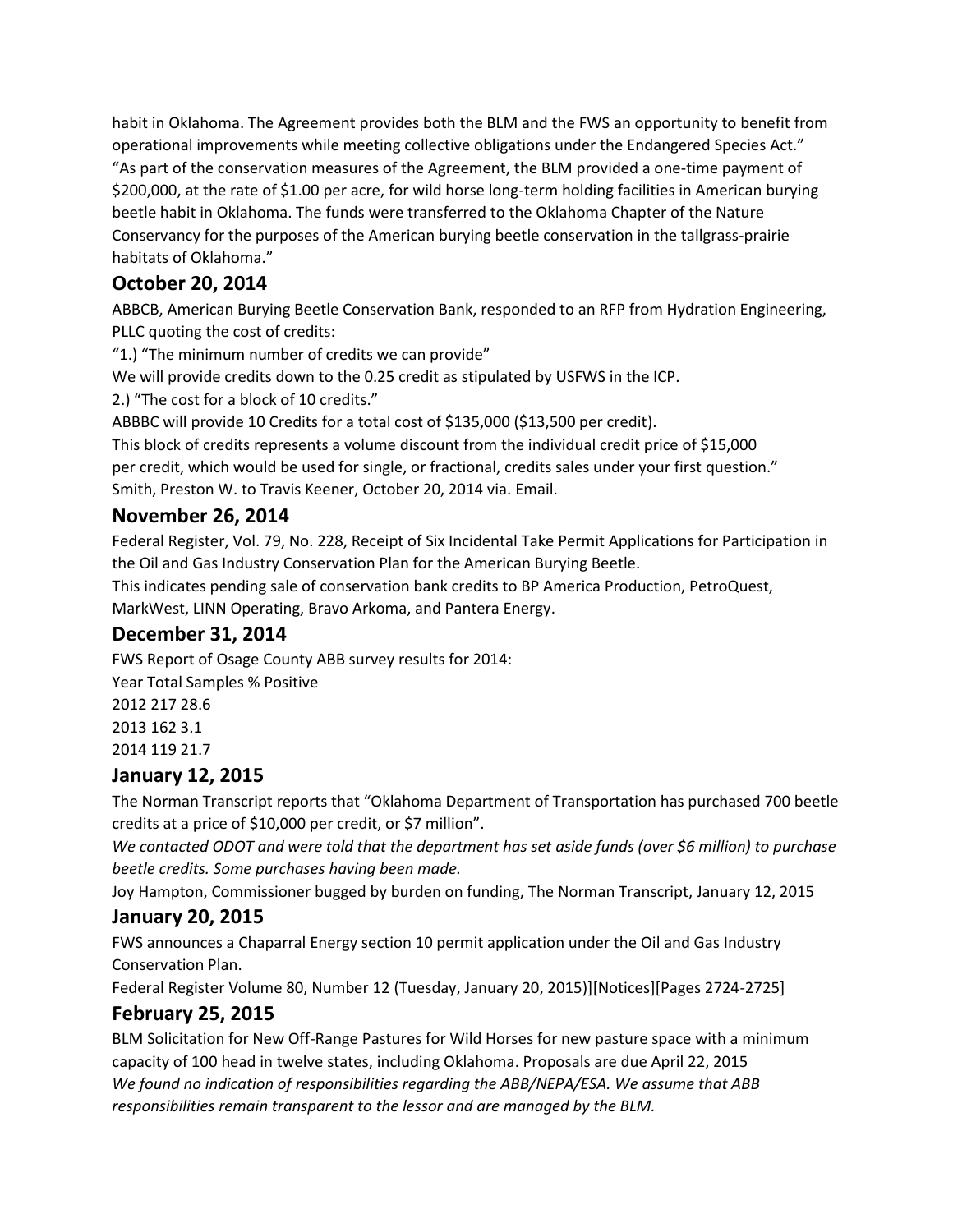habit in Oklahoma. The Agreement provides both the BLM and the FWS an opportunity to benefit from operational improvements while meeting collective obligations under the Endangered Species Act."
"As part of the conservation measures of the Agreement, the BLM provided a one-time payment of $200,000, at the rate of $1.00 per acre, for wild horse long-term holding facilities in American burying beetle habit in Oklahoma. The funds were transferred to the Oklahoma Chapter of the Nature Conservancy for the purposes of the American burying beetle conservation in the tallgrass-prairie habitats of Oklahoma."

## October 20, 2014

ABBCB, American Burying Beetle Conservation Bank, responded to an RFP from Hydration Engineering, PLLC quoting the cost of credits:

"1.) "The minimum number of credits we can provide"
We will provide credits down to the 0.25 credit as stipulated by USFWS in the ICP.
2.) "The cost for a block of 10 credits."
ABBBC will provide 10 Credits for a total cost of $135,000 ($13,500 per credit).
This block of credits represents a volume discount from the individual credit price of $15,000 per credit, which would be used for single, or fractional, credits sales under your first question."
Smith, Preston W. to Travis Keener, October 20, 2014 via. Email.

## November 26, 2014

Federal Register, Vol. 79, No. 228, Receipt of Six Incidental Take Permit Applications for Participation in the Oil and Gas Industry Conservation Plan for the American Burying Beetle.
This indicates pending sale of conservation bank credits to BP America Production, PetroQuest, MarkWest, LINN Operating, Bravo Arkoma, and Pantera Energy.

## December 31, 2014

FWS Report of Osage County ABB survey results for 2014:

| Year | Total Samples | % Positive |
|---|---|---|
| 2012 | 217 | 28.6 |
| 2013 | 162 | 3.1 |
| 2014 | 119 | 21.7 |

## January 12, 2015

The Norman Transcript reports that "Oklahoma Department of Transportation has purchased 700 beetle credits at a price of $10,000 per credit, or $7 million".
*We contacted ODOT and were told that the department has set aside funds (over $6 million) to purchase beetle credits. Some purchases having been made.*
Joy Hampton, Commissioner bugged by burden on funding, The Norman Transcript, January 12, 2015

## January 20, 2015

FWS announces a Chaparral Energy section 10 permit application under the Oil and Gas Industry Conservation Plan.
Federal Register Volume 80, Number 12 (Tuesday, January 20, 2015)][Notices][Pages 2724-2725]

## February 25, 2015

BLM Solicitation for New Off-Range Pastures for Wild Horses for new pasture space with a minimum capacity of 100 head in twelve states, including Oklahoma. Proposals are due April 22, 2015
*We found no indication of responsibilities regarding the ABB/NEPA/ESA. We assume that ABB responsibilities remain transparent to the lessor and are managed by the BLM.*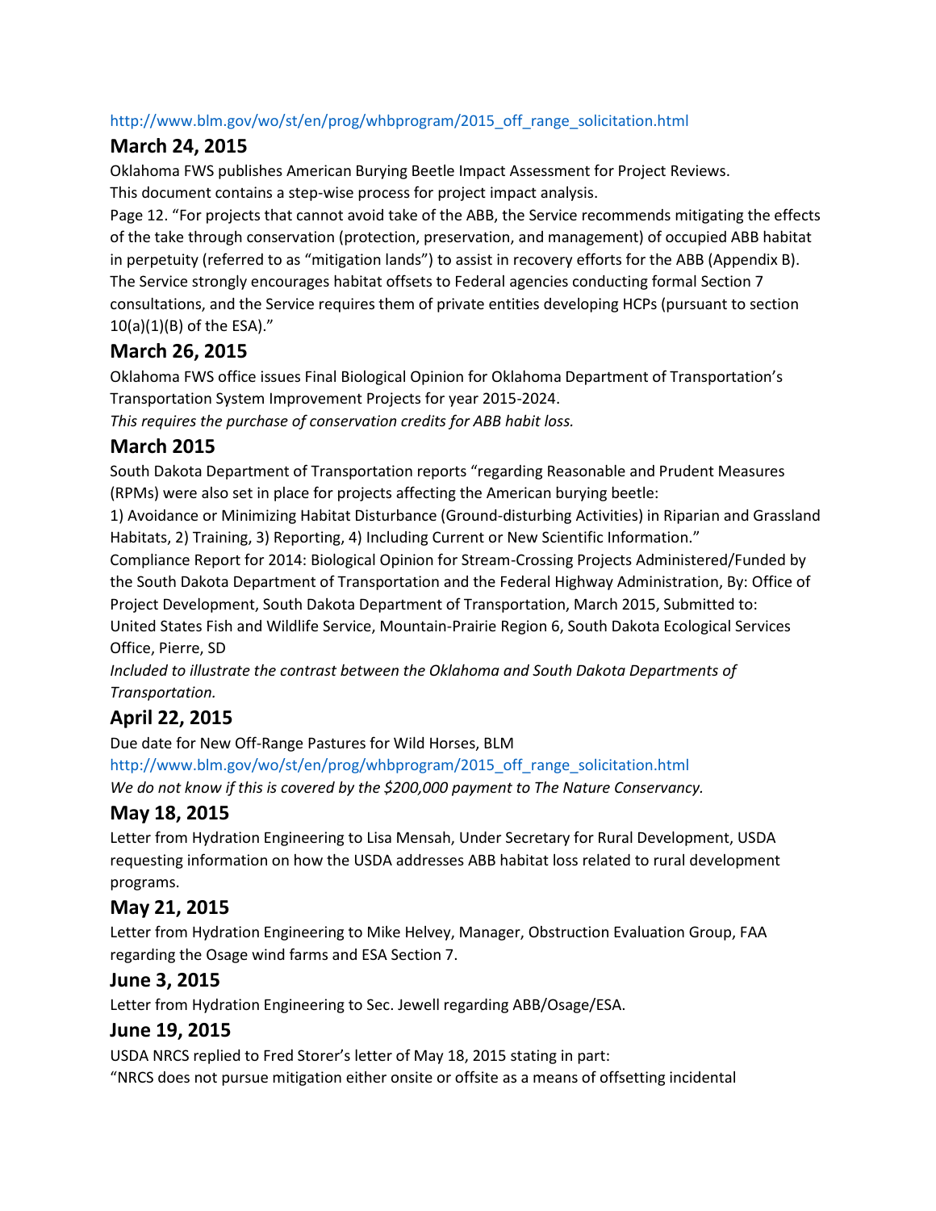http://www.blm.gov/wo/st/en/prog/whbprogram/2015_off_range_solicitation.html

## March 24, 2015

Oklahoma FWS publishes American Burying Beetle Impact Assessment for Project Reviews.
This document contains a step-wise process for project impact analysis.
Page 12. "For projects that cannot avoid take of the ABB, the Service recommends mitigating the effects of the take through conservation (protection, preservation, and management) of occupied ABB habitat in perpetuity (referred to as "mitigation lands") to assist in recovery efforts for the ABB (Appendix B). The Service strongly encourages habitat offsets to Federal agencies conducting formal Section 7 consultations, and the Service requires them of private entities developing HCPs (pursuant to section 10(a)(1)(B) of the ESA)."

## March 26, 2015

Oklahoma FWS office issues Final Biological Opinion for Oklahoma Department of Transportation's Transportation System Improvement Projects for year 2015-2024.
*This requires the purchase of conservation credits for ABB habit loss.*

## March 2015

South Dakota Department of Transportation reports "regarding Reasonable and Prudent Measures (RPMs) were also set in place for projects affecting the American burying beetle:
1) Avoidance or Minimizing Habitat Disturbance (Ground-disturbing Activities) in Riparian and Grassland Habitats, 2) Training, 3) Reporting, 4) Including Current or New Scientific Information."
Compliance Report for 2014: Biological Opinion for Stream-Crossing Projects Administered/Funded by the South Dakota Department of Transportation and the Federal Highway Administration, By: Office of Project Development, South Dakota Department of Transportation, March 2015, Submitted to: United States Fish and Wildlife Service, Mountain-Prairie Region 6, South Dakota Ecological Services Office, Pierre, SD
*Included to illustrate the contrast between the Oklahoma and South Dakota Departments of Transportation.*

## April 22, 2015

Due date for New Off-Range Pastures for Wild Horses, BLM
http://www.blm.gov/wo/st/en/prog/whbprogram/2015_off_range_solicitation.html
*We do not know if this is covered by the $200,000 payment to The Nature Conservancy.*

## May 18, 2015

Letter from Hydration Engineering to Lisa Mensah, Under Secretary for Rural Development, USDA requesting information on how the USDA addresses ABB habitat loss related to rural development programs.

## May 21, 2015

Letter from Hydration Engineering to Mike Helvey, Manager, Obstruction Evaluation Group, FAA regarding the Osage wind farms and ESA Section 7.

## June 3, 2015

Letter from Hydration Engineering to Sec. Jewell regarding ABB/Osage/ESA.

## June 19, 2015

USDA NRCS replied to Fred Storer's letter of May 18, 2015 stating in part:
"NRCS does not pursue mitigation either onsite or offsite as a means of offsetting incidental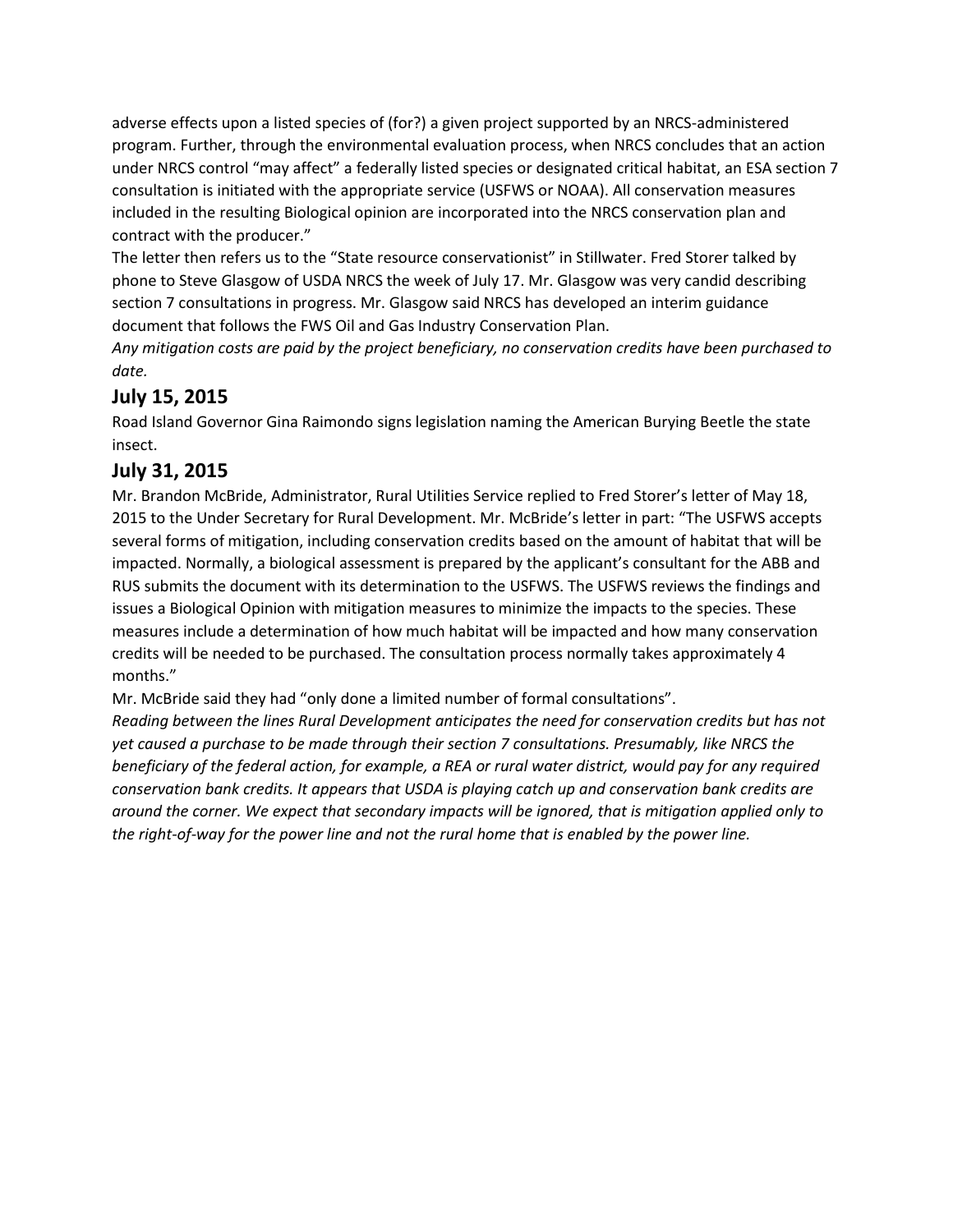adverse effects upon a listed species of (for?) a given project supported by an NRCS-administered program. Further, through the environmental evaluation process, when NRCS concludes that an action under NRCS control "may affect" a federally listed species or designated critical habitat, an ESA section 7 consultation is initiated with the appropriate service (USFWS or NOAA). All conservation measures included in the resulting Biological opinion are incorporated into the NRCS conservation plan and contract with the producer."

The letter then refers us to the "State resource conservationist" in Stillwater. Fred Storer talked by phone to Steve Glasgow of USDA NRCS the week of July 17. Mr. Glasgow was very candid describing section 7 consultations in progress. Mr. Glasgow said NRCS has developed an interim guidance document that follows the FWS Oil and Gas Industry Conservation Plan.

*Any mitigation costs are paid by the project beneficiary, no conservation credits have been purchased to date.*

## July 15, 2015

Road Island Governor Gina Raimondo signs legislation naming the American Burying Beetle the state insect.

## July 31, 2015

Mr. Brandon McBride, Administrator, Rural Utilities Service replied to Fred Storer's letter of May 18, 2015 to the Under Secretary for Rural Development. Mr. McBride's letter in part: "The USFWS accepts several forms of mitigation, including conservation credits based on the amount of habitat that will be impacted. Normally, a biological assessment is prepared by the applicant's consultant for the ABB and RUS submits the document with its determination to the USFWS. The USFWS reviews the findings and issues a Biological Opinion with mitigation measures to minimize the impacts to the species. These measures include a determination of how much habitat will be impacted and how many conservation credits will be needed to be purchased. The consultation process normally takes approximately 4 months."

Mr. McBride said they had "only done a limited number of formal consultations".

*Reading between the lines Rural Development anticipates the need for conservation credits but has not yet caused a purchase to be made through their section 7 consultations. Presumably, like NRCS the beneficiary of the federal action, for example, a REA or rural water district, would pay for any required conservation bank credits. It appears that USDA is playing catch up and conservation bank credits are around the corner. We expect that secondary impacts will be ignored, that is mitigation applied only to the right-of-way for the power line and not the rural home that is enabled by the power line.*